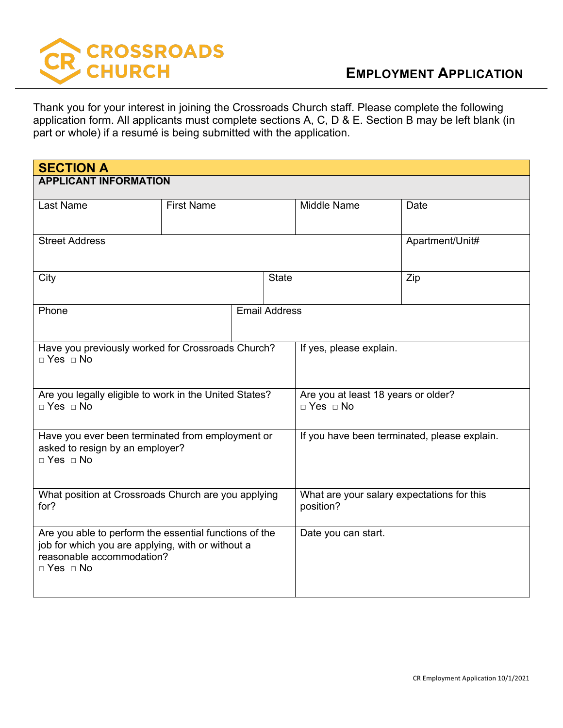# CROSSROADS CHURCH

## EMPLOYMENT APPLICATION

Thank you for your interest in joining the Crossroads Church staff. Please complete the following application form. All applicants must complete sections A, C, D & E. Section B may be left blank (in part or whole) if a resumé is being submitted with the application.

### SECTION A

**APPLICANT INFORMATION**

| Last Name | First Name | Middle Name | Date |
|---|---|---|---|
| | | | |

| Street Address | Apartment/Unit# |
|---|---|
| | |

| City | State | Zip |
|---|---|---|
| | | |

| Phone | Email Address |
|---|---|
| | |

| | |
|---|---|
| Have you previously worked for Crossroads Church?<br>□ Yes □ No | If yes, please explain. |
| Are you legally eligible to work in the United States?<br>□ Yes □ No | Are you at least 18 years or older?<br>□ Yes □ No |
| Have you ever been terminated from employment or asked to resign by an employer?<br>□ Yes □ No | If you have been terminated, please explain. |
| What position at Crossroads Church are you applying for? | What are your salary expectations for this position? |
| Are you able to perform the essential functions of the job for which you are applying, with or without a reasonable accommodation?<br>□ Yes □ No | Date you can start. |

CR Employment Application 10/1/2021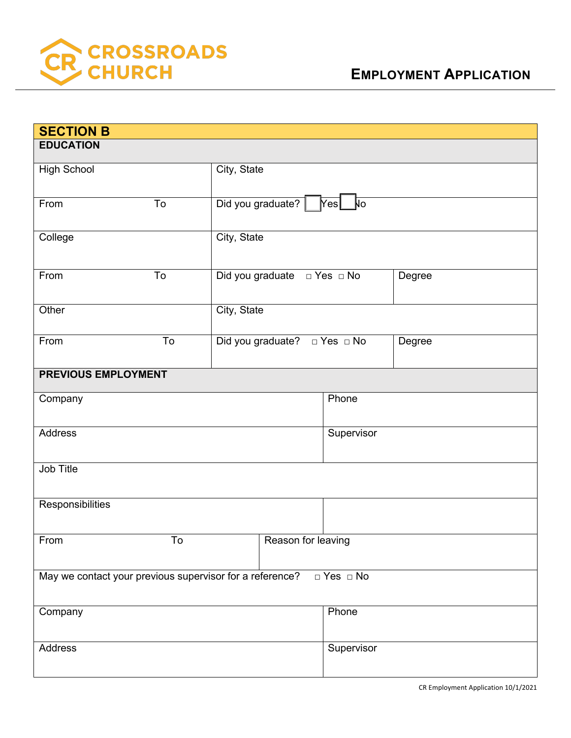CROSSROADS CHURCH

## EMPLOYMENT APPLICATION

## SECTION B

### EDUCATION

| High School | City, State | |
|---|---|---|
| From To | Did you graduate? ☐ Yes ☐ No | |
| College | City, State | |
| From To | Did you graduate ☐ Yes ☐ No | Degree |
| Other | City, State | |
| From To | Did you graduate? ☐ Yes ☐ No | Degree |

### PREVIOUS EMPLOYMENT

| Company | Phone |
|---|---|
| Address | Supervisor |
| Job Title | |
| Responsibilities | |
| From To | Reason for leaving |
| May we contact your previous supervisor for a reference? ☐ Yes ☐ No | |
| Company | Phone |
| Address | Supervisor |

CR Employment Application 10/1/2021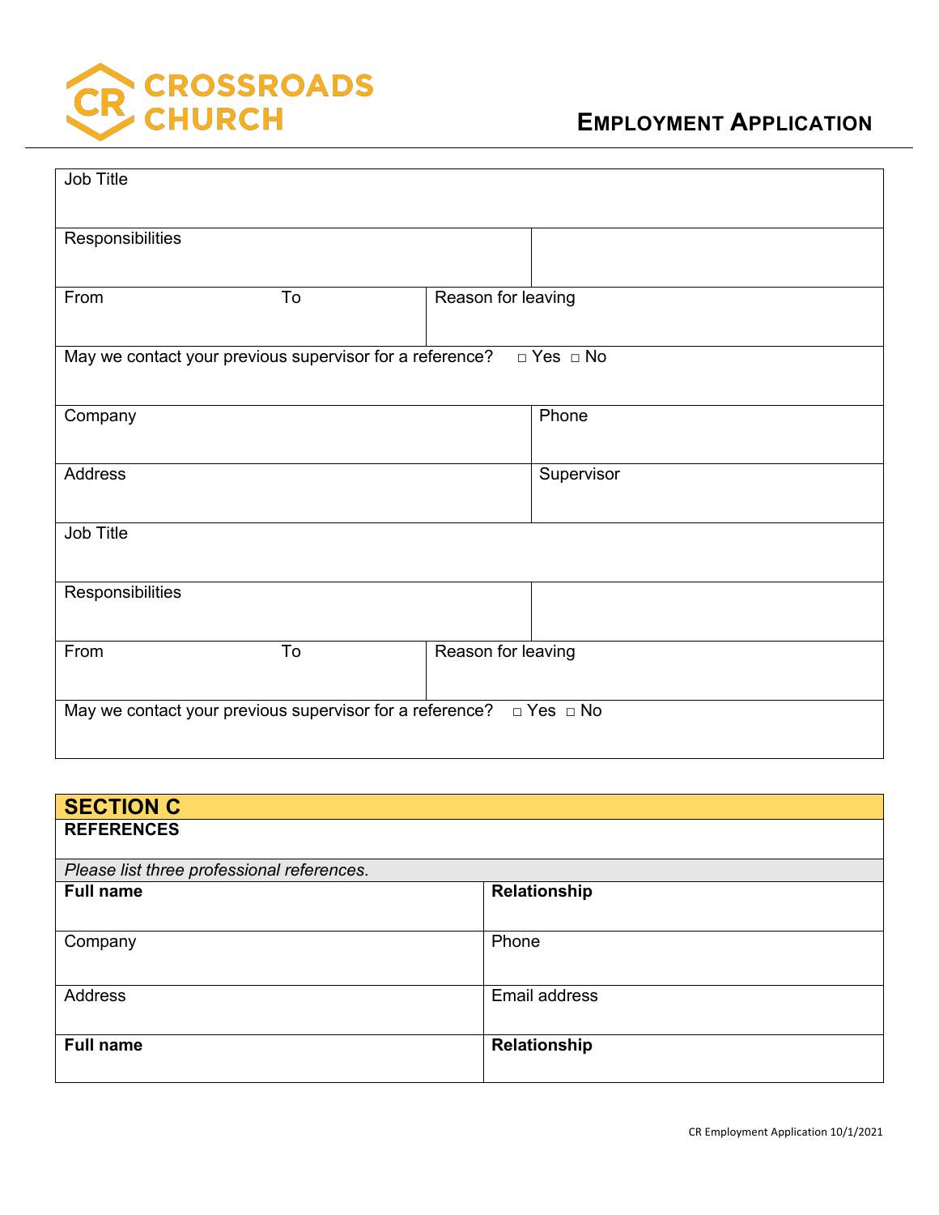CROSSROADS CHURCH

**EMPLOYMENT APPLICATION**

| | | |
|---|---|---|
| Job Title | | |
| Responsibilities | | |
| From &nbsp;&nbsp;&nbsp;&nbsp; To | Reason for leaving | |
| May we contact your previous supervisor for a reference? □ Yes □ No | | |
| Company | | Phone |
| Address | | Supervisor |
| Job Title | | |
| Responsibilities | | |
| From &nbsp;&nbsp;&nbsp;&nbsp; To | Reason for leaving | |
| May we contact your previous supervisor for a reference? □ Yes □ No | | |

## SECTION C

**REFERENCES**

*Please list three professional references.*

| **Full name** | **Relationship** |
|---|---|
| Company | Phone |
| Address | Email address |
| **Full name** | **Relationship** |

CR Employment Application 10/1/2021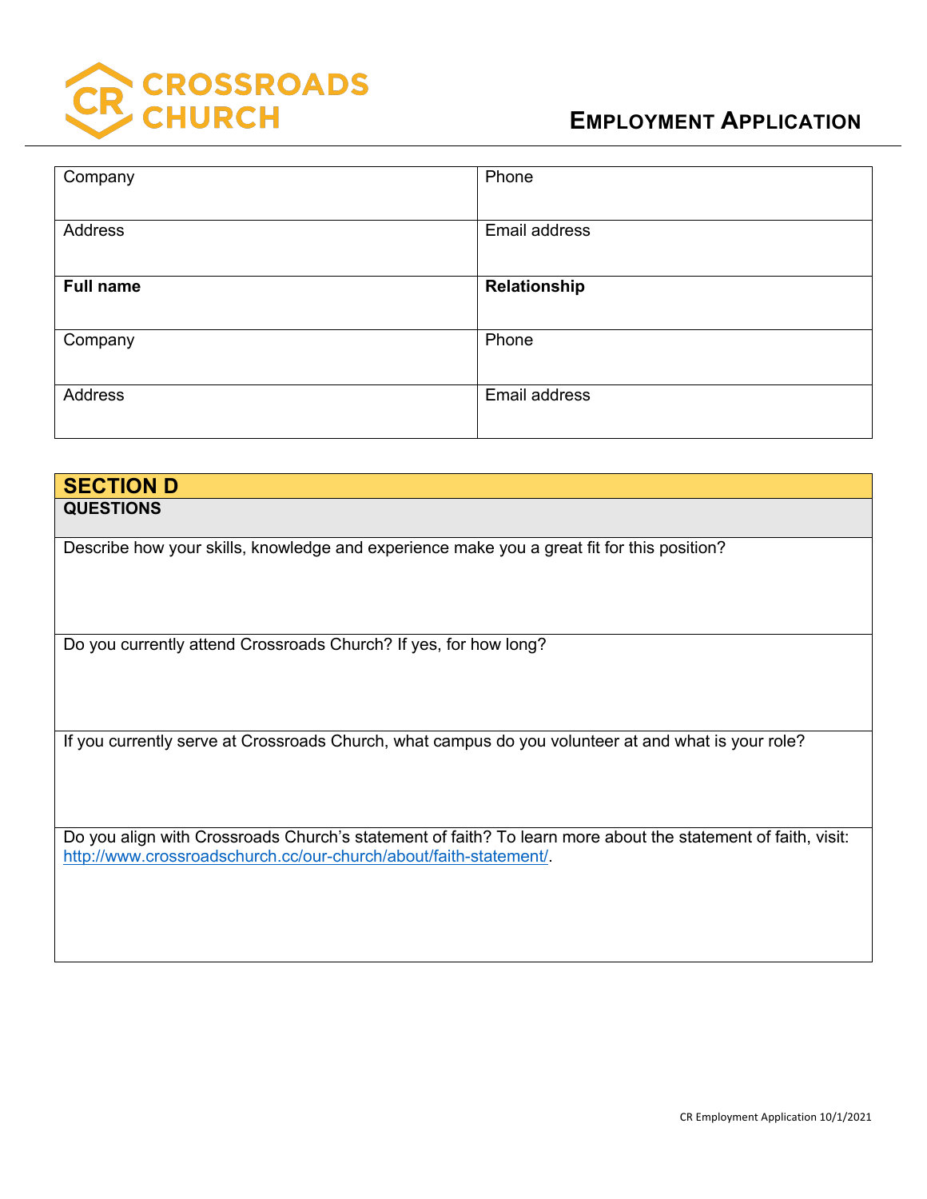# CROSSROADS CHURCH

## EMPLOYMENT APPLICATION

| | |
|---|---|
| Company | Phone |
| Address | Email address |
| **Full name** | **Relationship** |
| Company | Phone |
| Address | Email address |

| **SECTION D** |
|---|
| **QUESTIONS** |
| Describe how your skills, knowledge and experience make you a great fit for this position? |
| Do you currently attend Crossroads Church? If yes, for how long? |
| If you currently serve at Crossroads Church, what campus do you volunteer at and what is your role? |
| Do you align with Crossroads Church's statement of faith? To learn more about the statement of faith, visit: http://www.crossroadschurch.cc/our-church/about/faith-statement/. |

CR Employment Application 10/1/2021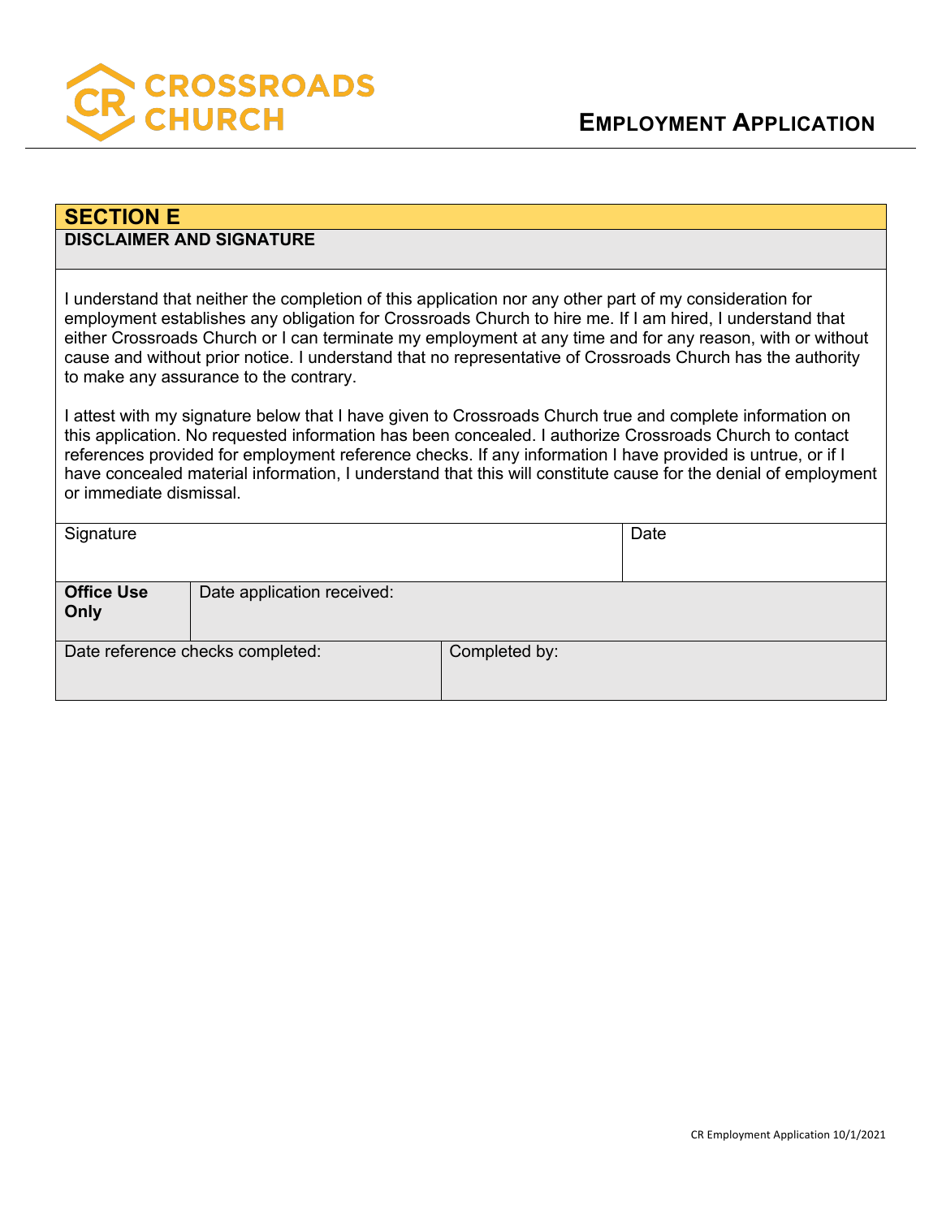CROSSROADS CHURCH

**EMPLOYMENT APPLICATION**

## SECTION E

**DISCLAIMER AND SIGNATURE**

I understand that neither the completion of this application nor any other part of my consideration for employment establishes any obligation for Crossroads Church to hire me. If I am hired, I understand that either Crossroads Church or I can terminate my employment at any time and for any reason, with or without cause and without prior notice. I understand that no representative of Crossroads Church has the authority to make any assurance to the contrary.

I attest with my signature below that I have given to Crossroads Church true and complete information on this application. No requested information has been concealed. I authorize Crossroads Church to contact references provided for employment reference checks. If any information I have provided is untrue, or if I have concealed material information, I understand that this will constitute cause for the denial of employment or immediate dismissal.

| | |
|---|---|
| Signature | Date |

| | | |
|---|---|---|
| **Office Use Only** | Date application received: | |
| Date reference checks completed: | Completed by: | |